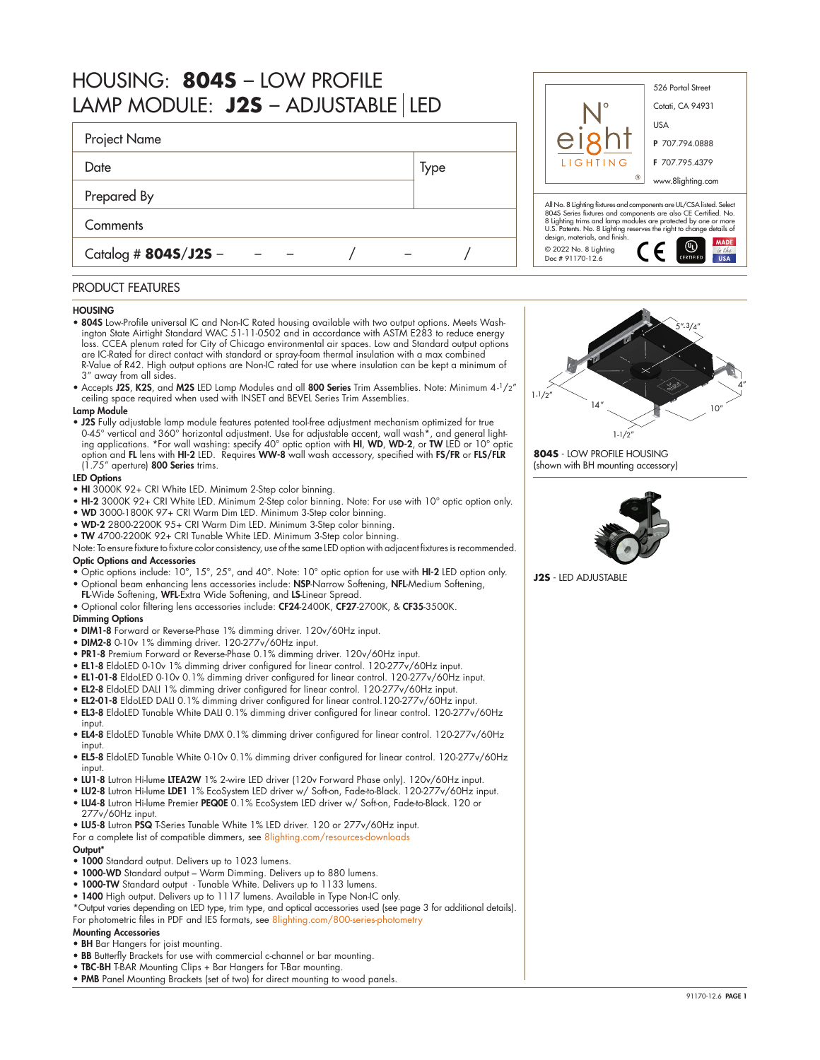# HOUSING: **804S** – LOW PROFILE
# LAMP MODULE: **J2S** – ADJUSTABLE | LED

| Project Name | |
|---|---|
| Date | Type |
| Prepared By | |
| Comments | |
| Catalog # **804S/J2S** – &nbsp;&nbsp; – &nbsp;&nbsp; – &nbsp;&nbsp; / &nbsp;&nbsp; – &nbsp;&nbsp; / | |

N° eight LIGHTING ®

526 Portal Street
Cotati, CA 94931
USA
**P** 707.794.0888
**F** 707.795.4379
www.8lighting.com

All No. 8 Lighting fixtures and components are UL/CSA listed. Select 804S Series fixtures and components are also CE Certified. No. 8 Lighting trims and lamp modules are protected by one or more U.S. Patents. No. 8 Lighting reserves the right to change details of design, materials, and finish.

© 2022 No. 8 Lighting
Doc # 91170-12.6

## PRODUCT FEATURES

### HOUSING

- **804S** Low-Profile universal IC and Non-IC Rated housing available with two output options. Meets Washington State Airtight Standard WAC 51-11-0502 and in accordance with ASTM E283 to reduce energy loss. CCEA plenum rated for City of Chicago environmental air spaces. Low and Standard output options are IC-Rated for direct contact with standard or spray-foam thermal insulation with a max combined R-Value of R42. High output options are Non-IC rated for use where insulation can be kept a minimum of 3" away from all sides.
- Accepts **J2S**, **K2S**, and **M2S** LED Lamp Modules and all **800 Series** Trim Assemblies. Note: Minimum 4-1/2" ceiling space required when used with INSET and BEVEL Series Trim Assemblies.

### Lamp Module

- **J2S** Fully adjustable lamp module features patented tool-free adjustment mechanism optimized for true 0-45° vertical and 360° horizontal adjustment. Use for adjustable accent, wall wash*, and general lighting applications. *For wall washing: specify 40° optic option with **HI**, **WD**, **WD-2**, or **TW** LED or 10° optic option and **FL** lens with **HI-2** LED. Requires **WW-8** wall wash accessory, specified with **FS/FR** or **FLS/FLR** (1.75" aperture) **800 Series** trims.

### LED Options

- **HI** 3000K 92+ CRI White LED. Minimum 2-Step color binning.
- **HI-2** 3000K 92+ CRI White LED. Minimum 2-Step color binning. Note: For use with 10° optic option only.
- **WD** 3000-1800K 97+ CRI Warm Dim LED. Minimum 3-Step color binning.
- **WD-2** 2800-2200K 95+ CRI Warm Dim LED. Minimum 3-Step color binning.
- **TW** 4700-2200K 92+ CRI Tunable White LED. Minimum 3-Step color binning.

Note: To ensure fixture to fixture color consistency, use of the same LED option with adjacent fixtures is recommended.

### Optic Options and Accessories

- Optic options include: 10°, 15°, 25°, and 40°. Note: 10° optic option for use with **HI-2** LED option only.
- Optional beam enhancing lens accessories include: **NSP**-Narrow Softening, **NFL**-Medium Softening, **FL**-Wide Softening, **WFL**-Extra Wide Softening, and **LS**-Linear Spread.
- Optional color filtering lens accessories include: **CF24**-2400K, **CF27**-2700K, & **CF35**-3500K.

### Dimming Options

- **DIM1-8** Forward or Reverse-Phase 1% dimming driver. 120v/60Hz input.
- **DIM2-8** 0-10v 1% dimming driver. 120-277v/60Hz input.
- **PR1-8** Premium Forward or Reverse-Phase 0.1% dimming driver. 120v/60Hz input.
- **EL1-8** EldoLED 0-10v 1% dimming driver configured for linear control. 120-277v/60Hz input.
- **EL1-01-8** EldoLED 0-10v 0.1% dimming driver configured for linear control. 120-277v/60Hz input.
- **EL2-8** EldoLED DALI 1% dimming driver configured for linear control. 120-277v/60Hz input.
- **EL2-01-8** EldoLED DALI 0.1% dimming driver configured for linear control. 120-277v/60Hz input.
- **EL3-8** EldoLED Tunable White DALI 0.1% dimming driver configured for linear control. 120-277v/60Hz input.
- **EL4-8** EldoLED Tunable White DMX 0.1% dimming driver configured for linear control. 120-277v/60Hz input.
- **EL5-8** EldoLED Tunable White 0-10v 0.1% dimming driver configured for linear control. 120-277v/60Hz input.
- **LU1-8** Lutron Hi-lume **LTEA2W** 1% 2-wire LED driver (120v Forward Phase only). 120v/60Hz input.
- **LU2-8** Lutron Hi-lume **LDE1** 1% EcoSystem LED driver w/ Soft-on, Fade-to-Black. 120-277v/60Hz input.
- **LU4-8** Lutron Hi-lume Premier **PEQ0E** 0.1% EcoSystem LED driver w/ Soft-on, Fade-to-Black. 120 or 277v/60Hz input.
- **LU5-8** Lutron **PSQ** T-Series Tunable White 1% LED driver. 120 or 277v/60Hz input.

For a complete list of compatible dimmers, see 8lighting.com/resources-downloads

### Output*

- **1000** Standard output. Delivers up to 1023 lumens.
- **1000-WD** Standard output – Warm Dimming. Delivers up to 880 lumens.
- **1000-TW** Standard output - Tunable White. Delivers up to 1133 lumens.
- **1400** High output. Delivers up to 1117 lumens. Available in Type Non-IC only.

*Output varies depending on LED type, trim type, and optical accessories used (see page 3 for additional details).
For photometric files in PDF and IES formats, see 8lighting.com/800-series-photometry

### Mounting Accessories

- **BH** Bar Hangers for joist mounting.
- **BB** Butterfly Brackets for use with commercial c-channel or bar mounting.
- **TBC-BH** T-BAR Mounting Clips + Bar Hangers for T-Bar mounting.
- **PMB** Panel Mounting Brackets (set of two) for direct mounting to wood panels.

5".3/4" 4" 10" 14" 1-1/2" 1-1/2"

**804S** - LOW PROFILE HOUSING
(shown with BH mounting accessory)

**J2S** - LED ADJUSTABLE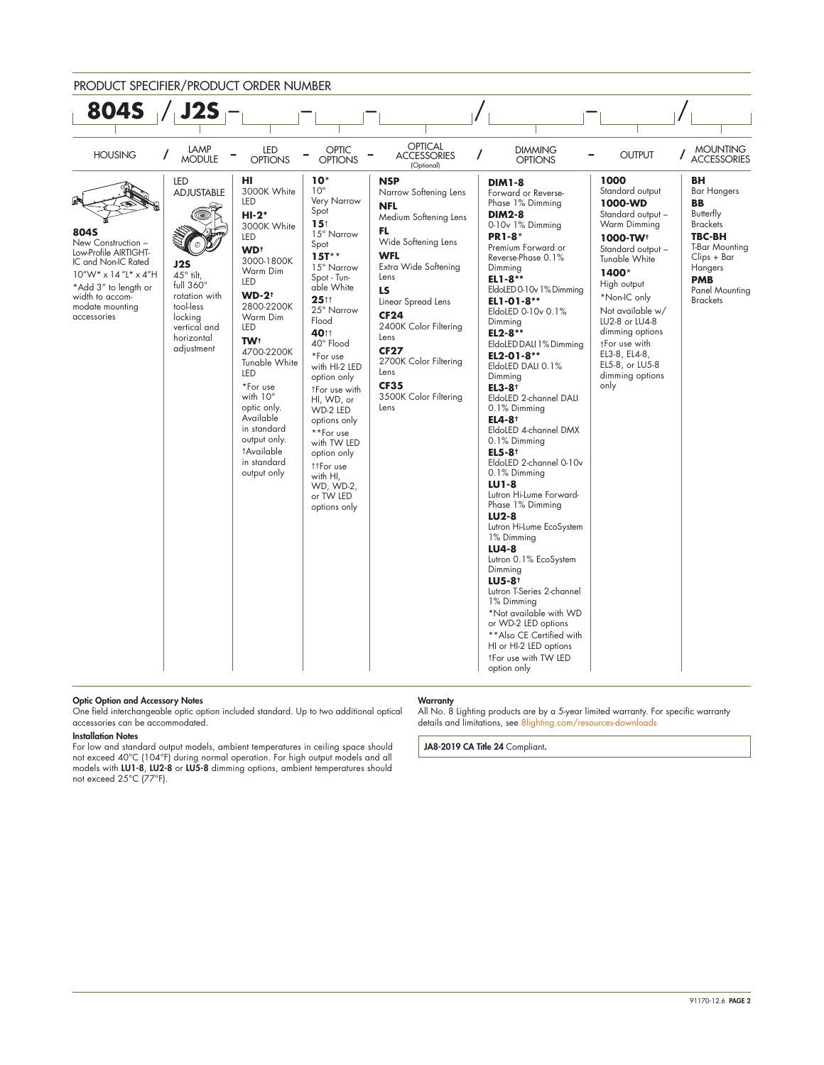## PRODUCT SPECIFIER/PRODUCT ORDER NUMBER

**804S / J2S – ___ – ___ – ___ / ___ – ___ / ___**

| HOUSING | LAMP MODULE | LED OPTIONS | OPTIC OPTIONS | OPTICAL ACCESSORIES (Optional) | DIMMING OPTIONS | OUTPUT | MOUNTING ACCESSORIES |
|---|---|---|---|---|---|---|---|
| **804S** New Construction – Low-Profile AIRTIGHT-IC and Non-IC Rated 10"W* x 14"L* x 4"H *Add 3" to length or width to accommodate mounting accessories | LED ADJUSTABLE **J2S** 45° tilt, full 360° rotation with tool-less locking vertical and horizontal adjustment | **HI** 3000K White LED **HI-2*** 3000K White LED **WD†** 3000-1800K Warm Dim LED **WD-2†** 2800-2200K Warm Dim LED **TW†** 4700-2200K Tunable White LED *For use with 10° optic only. Available in standard output only. †Available in standard output only | **10*** 10° Very Narrow Spot **15†** 15° Narrow Spot **15T**** 15° Narrow Spot - Tunable White **25††** 25° Narrow Flood **40††** 40° Flood *For use with HI-2 LED option only †For use with HI, WD, or WD-2 LED options only **For use with TW LED option only ††For use with HI, WD, WD-2, or TW LED options only | **NSP** Narrow Softening Lens **NFL** Medium Softening Lens **FL** Wide Softening Lens **WFL** Extra Wide Softening Lens **LS** Linear Spread Lens **CF24** 2400K Color Filtering Lens **CF27** 2700K Color Filtering Lens **CF35** 3500K Color Filtering Lens | **DIM1-8** Forward or Reverse-Phase 1% Dimming **DIM2-8** 0-10v 1% Dimming **PR1-8*** Premium Forward or Reverse-Phase 0.1% Dimming **EL1-8**** EldoLED 0-10v 1% Dimming **EL1-01-8**** EldoLED 0-10v 0.1% Dimming **EL2-8**** EldoLED DALI 1% Dimming **EL2-01-8**** EldoLED DALI 0.1% Dimming **EL3-8†** EldoLED 2-channel DALI 0.1% Dimming **EL4-8†** EldoLED 4-channel DMX 0.1% Dimming **EL5-8†** EldoLED 2-channel 0-10v 0.1% Dimming **LU1-8** Lutron Hi-Lume Forward-Phase 1% Dimming **LU2-8** Lutron Hi-Lume EcoSystem 1% Dimming **LU4-8** Lutron 0.1% EcoSystem Dimming **LU5-8†** Lutron T-Series 2-channel 1% Dimming *Not available with WD or WD-2 LED options **Also CE Certified with HI or HI-2 LED options †For use with TW LED option only | **1000** Standard output **1000-WD** Standard output – Warm Dimming **1000-TW†** Standard output – Tunable White **1400*** High output *Non-IC only Not available w/ LU2-8 or LU4-8 dimming options †For use with EL3-8, EL4-8, EL5-8, or LU5-8 dimming options only | **BH** Bar Hangers **BB** Butterfly Brackets **TBC-BH** T-Bar Mounting Clips + Bar Hangers **PMB** Panel Mounting Brackets |

**Optic Option and Accessory Notes**
One field interchangeable optic option included standard. Up to two additional optical accessories can be accommodated.

**Installation Notes**
For low and standard output models, ambient temperatures in ceiling space should not exceed 40°C (104°F) during normal operation. For high output models and all models with **LU1-8**, **LU2-8** or **LU5-8** dimming options, ambient temperatures should not exceed 25°C (77°F).

**Warranty**
All No. 8 Lighting products are by a 5-year limited warranty. For specific warranty details and limitations, see 8lighting.com/resources-downloads

**JA8-2019 CA Title 24** Compliant.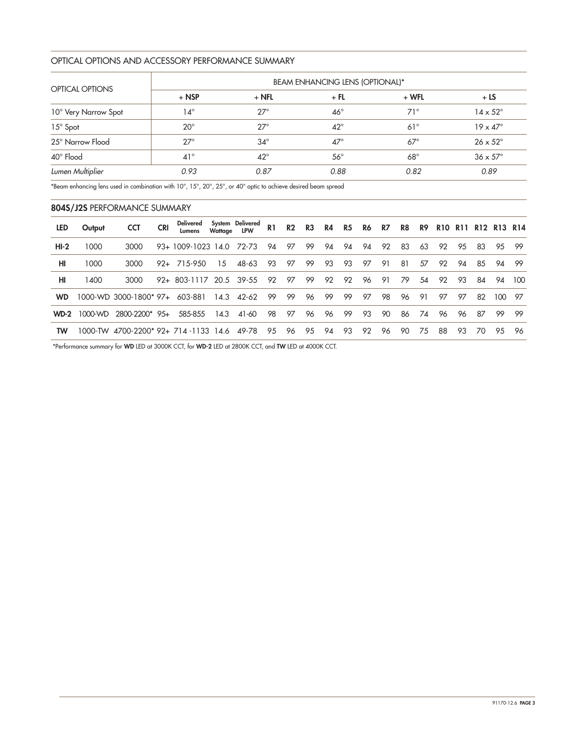## OPTICAL OPTIONS AND ACCESSORY PERFORMANCE SUMMARY

| OPTICAL OPTIONS | BEAM ENHANCING LENS (OPTIONAL)* | | | | |
|---|---|---|---|---|---|
| | **+ NSP** | **+ NFL** | **+ FL** | **+ WFL** | **+ LS** |
| 10° Very Narrow Spot | 14° | 27° | 46° | 71° | 14 x 52° |
| 15° Spot | 20° | 27° | 42° | 61° | 19 x 47° |
| 25° Narrow Flood | 27° | 34° | 47° | 67° | 26 x 52° |
| 40° Flood | 41° | 42° | 56° | 68° | 36 x 57° |
| *Lumen Multiplier* | *0.93* | *0.87* | *0.88* | *0.82* | *0.89* |

*Beam enhancing lens used in combination with 10°, 15°, 20°, 25°, or 40° optic to achieve desired beam spread

## **804S/J2S** PERFORMANCE SUMMARY

| LED | Output | CCT | CRI | Delivered Lumens | System Wattage | Delivered LPW | R1 | R2 | R3 | R4 | R5 | R6 | R7 | R8 | R9 | R10 | R11 | R12 | R13 | R14 |
|---|---|---|---|---|---|---|---|---|---|---|---|---|---|---|---|---|---|---|---|---|
| **HI-2** | 1000 | 3000 | 93+ | 1009-1023 | 14.0 | 72-73 | 94 | 97 | 99 | 94 | 94 | 94 | 92 | 83 | 63 | 92 | 95 | 83 | 95 | 99 |
| **HI** | 1000 | 3000 | 92+ | 715-950 | 15 | 48-63 | 93 | 97 | 99 | 93 | 93 | 97 | 91 | 81 | 57 | 92 | 94 | 85 | 94 | 99 |
| **HI** | 1400 | 3000 | 92+ | 803-1117 | 20.5 | 39-55 | 92 | 97 | 99 | 92 | 92 | 96 | 91 | 79 | 54 | 92 | 93 | 84 | 94 | 100 |
| **WD** | 1000-WD | 3000-1800* | 97+ | 603-881 | 14.3 | 42-62 | 99 | 99 | 96 | 99 | 99 | 97 | 98 | 96 | 91 | 97 | 97 | 82 | 100 | 97 |
| **WD-2** | 1000-WD | 2800-2200* | 95+ | 585-855 | 14.3 | 41-60 | 98 | 97 | 96 | 96 | 99 | 93 | 90 | 86 | 74 | 96 | 96 | 87 | 99 | 99 |
| **TW** | 1000-TW | 4700-2200* | 92+ | 714 -1133 | 14.6 | 49-78 | 95 | 96 | 95 | 94 | 93 | 92 | 96 | 90 | 75 | 88 | 93 | 70 | 95 | 96 |

*Performance summary for **WD** LED at 3000K CCT, for **WD-2** LED at 2800K CCT, and **TW** LED at 4000K CCT.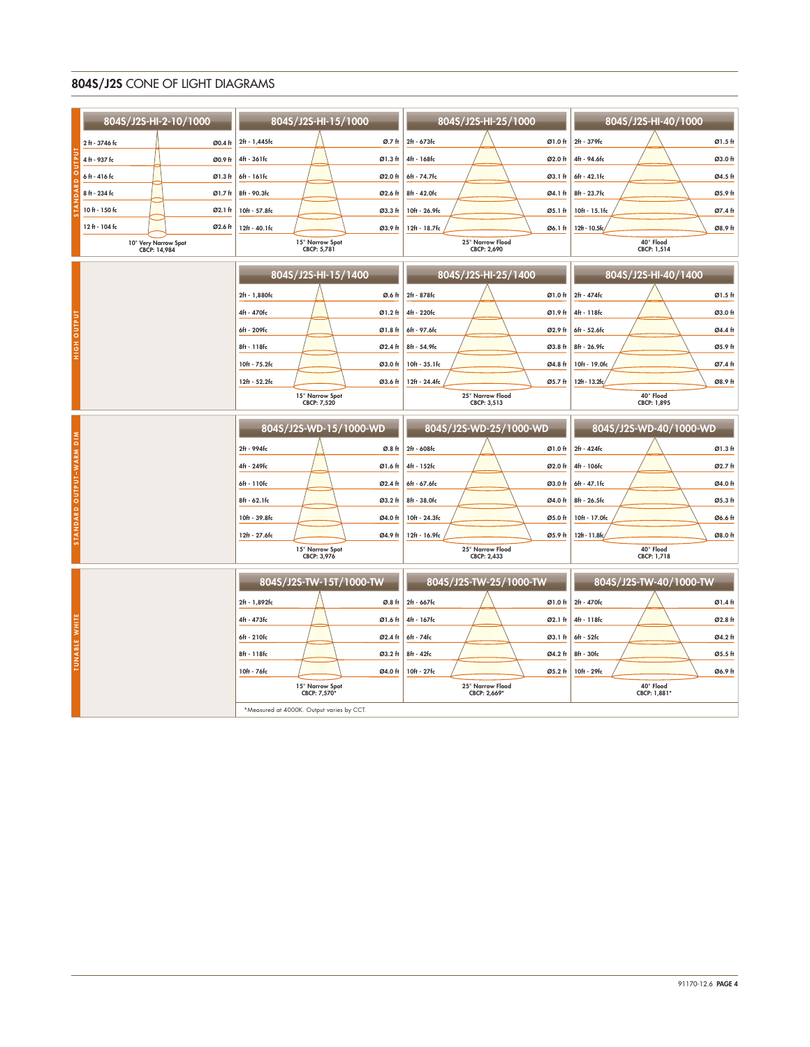## 804S/J2S CONE OF LIGHT DIAGRAMS

### STANDARD OUTPUT

**804S/J2S-HI-2-10/1000**

2 ft - 3746 fc Ø0.4 ft
4 ft - 937 fc Ø0.9 ft
6 ft - 416 fc Ø1.3 ft
8 ft - 234 fc Ø1.7 ft
10 ft - 150 fc Ø2.1 ft
12 ft - 104 fc Ø2.6 ft

10° Very Narrow Spot
CBCP: 14,984

**804S/J2S-HI-15/1000**

2ft - 1,445fc Ø.7 ft
4ft - 361fc Ø1.3 ft
6ft - 161fc Ø2.0 ft
8ft - 90.3fc Ø2.6 ft
10ft - 57.8fc Ø3.3 ft
12ft - 40.1fc Ø3.9 ft

15° Narrow Spot
CBCP: 5,781

**804S/J2S-HI-25/1000**

2ft - 673fc Ø1.0 ft
4ft - 168fc Ø2.0 ft
6ft - 74.7fc Ø3.1 ft
8ft - 42.0fc Ø4.1 ft
10ft - 26.9fc Ø5.1 ft
12ft - 18.7fc Ø6.1 ft

25° Narrow Flood
CBCP: 2,690

**804S/J2S-HI-40/1000**

2ft - 379fc Ø1.5 ft
4ft - 94.6fc Ø3.0 ft
6ft - 42.1fc Ø4.5 ft
8ft - 23.7fc Ø5.9 ft
10ft - 15.1fc Ø7.4 ft
12ft - 10.5fc Ø8.9 ft

40° Flood
CBCP: 1,514

### HIGH OUTPUT

**804S/J2S-HI-15/1400**

2ft - 1,880fc Ø.6 ft
4ft - 470fc Ø1.2 ft
6ft - 209fc Ø1.8 ft
8ft - 118fc Ø2.4 ft
10ft - 75.2fc Ø3.0 ft
12ft - 52.2fc Ø3.6 ft

15° Narrow Spot
CBCP: 7,520

**804S/J2S-HI-25/1400**

2ft - 878fc Ø1.0 ft
4ft - 220fc Ø1.9 ft
6ft - 97.6fc Ø2.9 ft
8ft - 54.9fc Ø3.8 ft
10ft - 35.1fc Ø4.8 ft
12ft - 24.4fc Ø5.7 ft

25° Narrow Flood
CBCP: 3,513

**804S/J2S-HI-40/1400**

2ft - 474fc Ø1.5 ft
4ft - 118fc Ø3.0 ft
6ft - 52.6fc Ø4.4 ft
8ft - 26.9fc Ø5.9 ft
10ft - 19.0fc Ø7.4 ft
12ft - 13.2fc Ø8.9 ft

40° Flood
CBCP: 1,895

### STANDARD OUTPUT–WARM DIM

**804S/J2S-WD-15/1000-WD**

2ft - 994fc Ø.8 ft
4ft - 249fc Ø1.6 ft
6ft - 110fc Ø2.4 ft
8ft - 62.1fc Ø3.2 ft
10ft - 39.8fc Ø4.0 ft
12ft - 27.6fc Ø4.9 ft

15° Narrow Spot
CBCP: 3,976

**804S/J2S-WD-25/1000-WD**

2ft - 608fc Ø1.0 ft
4ft - 152fc Ø2.0 ft
6ft - 67.6fc Ø3.0 ft
8ft - 38.0fc Ø4.0 ft
10ft - 24.3fc Ø5.0 ft
12ft - 16.9fc Ø5.9 ft

25° Narrow Flood
CBCP: 2,433

**804S/J2S-WD-40/1000-WD**

2ft - 424fc Ø1.3 ft
4ft - 106fc Ø2.7 ft
6ft - 47.1fc Ø4.0 ft
8ft - 26.5fc Ø5.3 ft
10ft - 17.0fc Ø6.6 ft
12ft - 11.8fc Ø8.0 ft

40° Flood
CBCP: 1,718

### TUNABLE WHITE

**804S/J2S-TW-15T/1000-TW**

2ft - 1,892fc Ø.8 ft
4ft - 473fc Ø1.6 ft
6ft - 210fc Ø2.4 ft
8ft - 118fc Ø3.2 ft
10ft - 76fc Ø4.0 ft

15° Narrow Spot
CBCP: 7,570*

**804S/J2S-TW-25/1000-TW**

2ft - 667fc Ø1.0 ft
4ft - 167fc Ø2.1 ft
6ft - 74fc Ø3.1 ft
8ft - 42fc Ø4.2 ft
10ft - 27fc Ø5.2 ft

25° Narrow Flood
CBCP: 2,669*

**804S/J2S-TW-40/1000-TW**

2ft - 470fc Ø1.4 ft
4ft - 118fc Ø2.8 ft
6ft - 52fc Ø4.2 ft
8ft - 30fc Ø5.5 ft
10ft - 29fc Ø6.9 ft

40° Flood
CBCP: 1,881*

*Measured at 4000K. Output varies by CCT.

91170-12.6